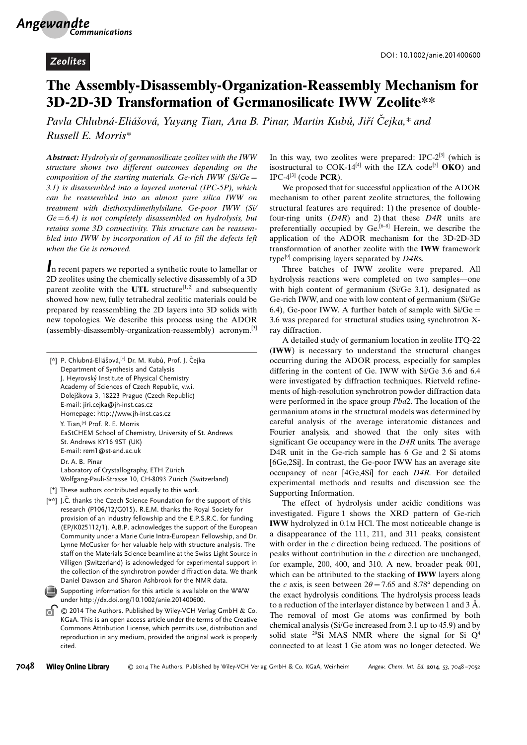Zeolites

DOI: 10.1002/anie.201400600

# The Assembly-Disassembly-Organization-Reassembly Mechanism for 3D-2D-3D Transformation of Germanosilicate IWW Zeolite[**]

*Pavla Chlubná-Eliášová, Yuyang Tian, Ana B. Pinar, Martin Kubů, Jiří Čejka,* and Russell E. Morris**

***Abstract:*** *Hydrolysis of germanosilicate zeolites with the IWW structure shows two different outcomes depending on the composition of the starting materials. Ge-rich IWW (Si/Ge = 3.1) is disassembled into a layered material (IPC-5P), which can be reassembled into an almost pure silica IWW on treatment with diethoxydimethylsilane. Ge-poor IWW (Si/Ge = 6.4) is not completely disassembled on hydrolysis, but retains some 3D connectivity. This structure can be reassembled into IWW by incorporation of Al to fill the defects left when the Ge is removed.*

In recent papers we reported a synthetic route to lamellar or 2D zeolites using the chemically selective disassembly of a 3D parent zeolite with the **UTL** structure[1,2] and subsequently showed how new, fully tetrahedral zeolitic materials could be prepared by reassembling the 2D layers into 3D solids with new topologies. We describe this process using the ADOR (assembly-disassembly-organization-reassembly) acronym.[3] In this way, two zeolites were prepared: IPC-2[3] (which is isostructural to COK-14[4] with the IZA code[5] **OKO**) and IPC-4[3] (code **PCR**).

We proposed that for successful application of the ADOR mechanism to other parent zeolite structures, the following structural features are required: 1) the presence of double-four-ring units (*D4R*) and 2) that these *D4R* units are preferentially occupied by Ge.[6–8] Herein, we describe the application of the ADOR mechanism for the 3D-2D-3D transformation of another zeolite with the **IWW** framework type[9] comprising layers separated by *D4R*s.

Three batches of IWW zeolite were prepared. All hydrolysis reactions were completed on two samples—one with high content of germanium (Si/Ge 3.1), designated as Ge-rich IWW, and one with low content of germanium (Si/Ge 6.4), Ge-poor IWW. A further batch of sample with Si/Ge = 3.6 was prepared for structural studies using synchrotron X-ray diffraction.

A detailed study of germanium location in zeolite ITQ-22 (**IWW**) is necessary to understand the structural changes occurring during the ADOR process, especially for samples differing in the content of Ge. IWW with Si/Ge 3.6 and 6.4 were investigated by diffraction techniques. Rietveld refinements of high-resolution synchrotron powder diffraction data were performed in the space group *Pba*2. The location of the germanium atoms in the structural models was determined by careful analysis of the average interatomic distances and Fourier analysis, and showed that the only sites with significant Ge occupancy were in the *D4R* units. The average D4R unit in the Ge-rich sample has 6 Ge and 2 Si atoms [6Ge,2Si]. In contrast, the Ge-poor IWW has an average site occupancy of near [4Ge,4Si] for each *D4R*. For detailed experimental methods and results and discussion see the Supporting Information.

The effect of hydrolysis under acidic conditions was investigated. Figure 1 shows the XRD pattern of Ge-rich **IWW** hydrolyzed in 0.1 M HCl. The most noticeable change is a disappearance of the 111, 211, and 311 peaks, consistent with order in the *c* direction being reduced. The positions of peaks without contribution in the *c* direction are unchanged, for example, 200, 400, and 310. A new, broader peak 001, which can be attributed to the stacking of **IWW** layers along the *c* axis, is seen between $2\theta = 7.65$ and $8.78°$ depending on the exact hydrolysis conditions. The hydrolysis process leads to a reduction of the interlayer distance by between 1 and 3 Å. The removal of most Ge atoms was confirmed by both chemical analysis (Si/Ge increased from 3.1 up to 45.9) and by solid state $^{29}$Si MAS NMR where the signal for Si $Q^4$ connected to at least 1 Ge atom was no longer detected. We

[*] P. Chlubná-Eliášová,[+] Dr. M. Kubů, Prof. J. Čejka
Department of Synthesis and Catalysis
J. Heyrovský Institute of Physical Chemistry
Academy of Sciences of Czech Republic, v.v.i.
Dolejškova 3, 18223 Prague (Czech Republic)
E-mail: jiri.cejka@jh-inst.cas.cz
Homepage: http://www.jh-inst.cas.cz

Y. Tian,[+] Prof. R. E. Morris
EaStCHEM School of Chemistry, University of St. Andrews
St. Andrews KY16 9ST (UK)
E-mail: rem1@st-and.ac.uk

Dr. A. B. Pinar
Laboratory of Crystallography, ETH Zürich
Wolfgang-Pauli-Strasse 10, CH-8093 Zürich (Switzerland)

[+] These authors contributed equally to this work.

[**] J.Č. thanks the Czech Science Foundation for the support of this research (P106/12/G015). R.E.M. thanks the Royal Society for provision of an industry fellowship and the E.P.S.R.C. for funding (EP/K025112/1). A.B.P. acknowledges the support of the European Community under a Marie Curie Intra-European Fellowship, and Dr. Lynne McCusker for her valuable help with structure analysis. The staff on the Materials Science beamline at the Swiss Light Source in Villigen (Switzerland) is acknowledged for experimental support in the collection of the synchrotron powder diffraction data. We thank Daniel Dawson and Sharon Ashbrook for the NMR data.

Supporting information for this article is available on the WWW under http://dx.doi.org/10.1002/anie.201400600.

© 2014 The Authors. Published by Wiley-VCH Verlag GmbH & Co. KGaA. This is an open access article under the terms of the Creative Commons Attribution License, which permits use, distribution and reproduction in any medium, provided the original work is properly cited.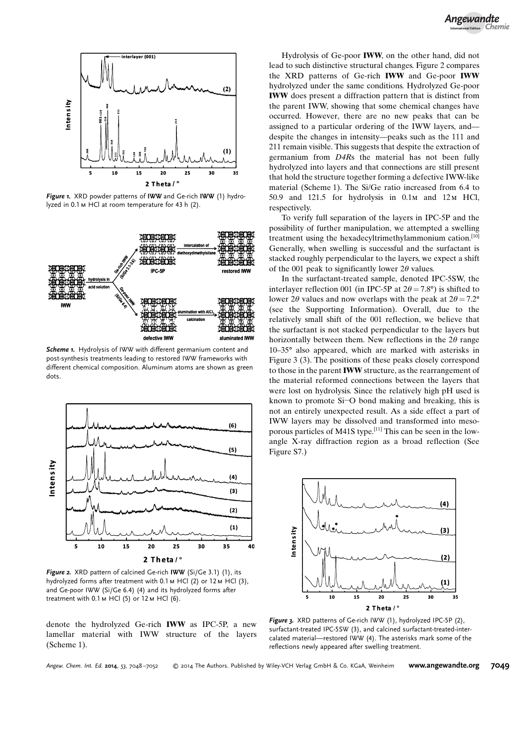*Figure 1.* XRD powder patterns of **IWW** and Ge-rich **IWW** (1) hydrolyzed in 0.1 M HCl at room temperature for 43 h (2).

*Scheme 1.* Hydrolysis of IWW with different germanium content and post-synthesis treatments leading to restored IWW frameworks with different chemical composition. Aluminum atoms are shown as green dots.

*Figure 2.* XRD pattern of calcined Ge-rich **IWW** (Si/Ge 3.1) (1), its hydrolyzed forms after treatment with 0.1 M HCl (2) or 12 M HCl (3), and Ge-poor IWW (Si/Ge 6.4) (4) and its hydrolyzed forms after treatment with 0.1 M HCl (5) or 12 M HCl (6).

denote the hydrolyzed Ge-rich **IWW** as IPC-5P, a new lamellar material with IWW structure of the layers (Scheme 1).

Hydrolysis of Ge-poor **IWW**, on the other hand, did not lead to such distinctive structural changes. Figure 2 compares the XRD patterns of Ge-rich **IWW** and Ge-poor **IWW** hydrolyzed under the same conditions. Hydrolyzed Ge-poor **IWW** does present a diffraction pattern that is distinct from the parent IWW, showing that some chemical changes have occurred. However, there are no new peaks that can be assigned to a particular ordering of the IWW layers, and—despite the changes in intensity—peaks such as the 111 and 211 remain visible. This suggests that despite the extraction of germanium from *D4R*s the material has not been fully hydrolyzed into layers and that connections are still present that hold the structure together forming a defective IWW-like material (Scheme 1). The Si/Ge ratio increased from 6.4 to 50.9 and 121.5 for hydrolysis in 0.1M and 12M HCl, respectively.

To verify full separation of the layers in IPC-5P and the possibility of further manipulation, we attempted a swelling treatment using the hexadecyltrimethylammonium cation.[10] Generally, when swelling is successful and the surfactant is stacked roughly perpendicular to the layers, we expect a shift of the 001 peak to significantly lower $2\theta$ values.

In the surfactant-treated sample, denoted IPC-5SW, the interlayer reflection 001 (in IPC-5P at $2\theta = 7.8°$) is shifted to lower $2\theta$ values and now overlaps with the peak at $2\theta = 7.2°$ (see the Supporting Information). Overall, due to the relatively small shift of the 001 reflection, we believe that the surfactant is not stacked perpendicular to the layers but horizontally between them. New reflections in the $2\theta$ range 10–35° also appeared, which are marked with asterisks in Figure 3 (3). The positions of these peaks closely correspond to those in the parent **IWW** structure, as the rearrangement of the material reformed connections between the layers that were lost on hydrolysis. Since the relatively high pH used is known to promote Si−O bond making and breaking, this is not an entirely unexpected result. As a side effect a part of IWW layers may be dissolved and transformed into mesoporous particles of M41S type.[11] This can be seen in the low-angle X-ray diffraction region as a broad reflection (See Figure S7.)

*Figure 3.* XRD patterns of Ge-rich IWW (1), hydrolyzed IPC-5P (2), surfactant-treated IPC-5SW (3), and calcined surfactant-treated-intercalated material—restored IWW (4). The asterisks mark some of the reflections newly appeared after swelling treatment.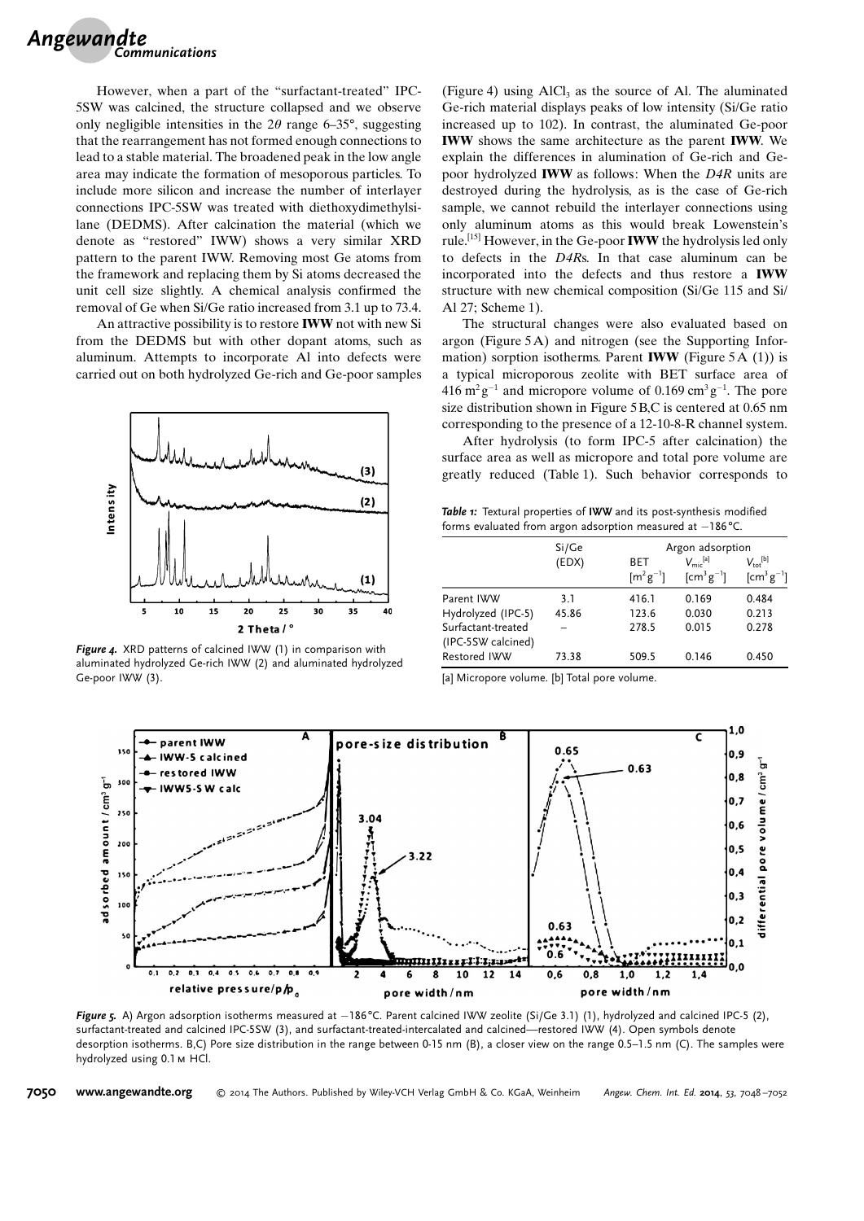However, when a part of the "surfactant-treated" IPC-5SW was calcined, the structure collapsed and we observe only negligible intensities in the 2$\theta$ range 6–35°, suggesting that the rearrangement has not formed enough connections to lead to a stable material. The broadened peak in the low angle area may indicate the formation of mesoporous particles. To include more silicon and increase the number of interlayer connections IPC-5SW was treated with diethoxydimethylsilane (DEDMS). After calcination the material (which we denote as "restored" IWW) shows a very similar XRD pattern to the parent IWW. Removing most Ge atoms from the framework and replacing them by Si atoms decreased the unit cell size slightly. A chemical analysis confirmed the removal of Ge when Si/Ge ratio increased from 3.1 up to 73.4.

An attractive possibility is to restore **IWW** not with new Si from the DEDMS but with other dopant atoms, such as aluminum. Attempts to incorporate Al into defects were carried out on both hydrolyzed Ge-rich and Ge-poor samples (Figure 4) using $AlCl_3$ as the source of Al. The aluminated Ge-rich material displays peaks of low intensity (Si/Ge ratio increased up to 102). In contrast, the aluminated Ge-poor **IWW** shows the same architecture as the parent **IWW**. We explain the differences in alumination of Ge-rich and Ge-poor hydrolyzed **IWW** as follows: When the *D4R* units are destroyed during the hydrolysis, as is the case of Ge-rich sample, we cannot rebuild the interlayer connections using only aluminum atoms as this would break Lowenstein's rule.[15] However, in the Ge-poor **IWW** the hydrolysis led only to defects in the *D4R*s. In that case aluminum can be incorporated into the defects and thus restore a **IWW** structure with new chemical composition (Si/Ge 115 and Si/Al 27; Scheme 1).

***Figure 4.*** XRD patterns of calcined IWW (1) in comparison with aluminated hydrolyzed Ge-rich IWW (2) and aluminated hydrolyzed Ge-poor IWW (3).

The structural changes were also evaluated based on argon (Figure 5A) and nitrogen (see the Supporting Information) sorption isotherms. Parent **IWW** (Figure 5A (1)) is a typical microporous zeolite with BET surface area of 416 $m^2 g^{-1}$ and micropore volume of 0.169 $cm^3 g^{-1}$. The pore size distribution shown in Figure 5B,C is centered at 0.65 nm corresponding to the presence of a 12-10-8-R channel system.

After hydrolysis (to form IPC-5 after calcination) the surface area as well as micropore and total pore volume are greatly reduced (Table 1). Such behavior corresponds to

***Table 1:*** Textural properties of **IWW** and its post-synthesis modified forms evaluated from argon adsorption measured at −186 °C.

| | Si/Ge (EDX) | Argon adsorption BET [$m^2 g^{-1}$] | $V_{mic}$[a] [$cm^3 g^{-1}$] | $V_{tot}$[b] [$cm^3 g^{-1}$] |
|---|---|---|---|---|
| Parent IWW | 3.1 | 416.1 | 0.169 | 0.484 |
| Hydrolyzed (IPC-5) | 45.86 | 123.6 | 0.030 | 0.213 |
| Surfactant-treated (IPC-5SW calcined) | – | 278.5 | 0.015 | 0.278 |
| Restored IWW | 73.38 | 509.5 | 0.146 | 0.450 |

[a] Micropore volume. [b] Total pore volume.

***Figure 5.*** A) Argon adsorption isotherms measured at −186 °C. Parent calcined IWW zeolite (Si/Ge 3.1) (1), hydrolyzed and calcined IPC-5 (2), surfactant-treated and calcined IPC-5SW (3), and surfactant-treated-intercalated and calcined—restored IWW (4). Open symbols denote desorption isotherms. B,C) Pore size distribution in the range between 0-15 nm (B), a closer view on the range 0.5–1.5 nm (C). The samples were hydrolyzed using 0.1 M HCl.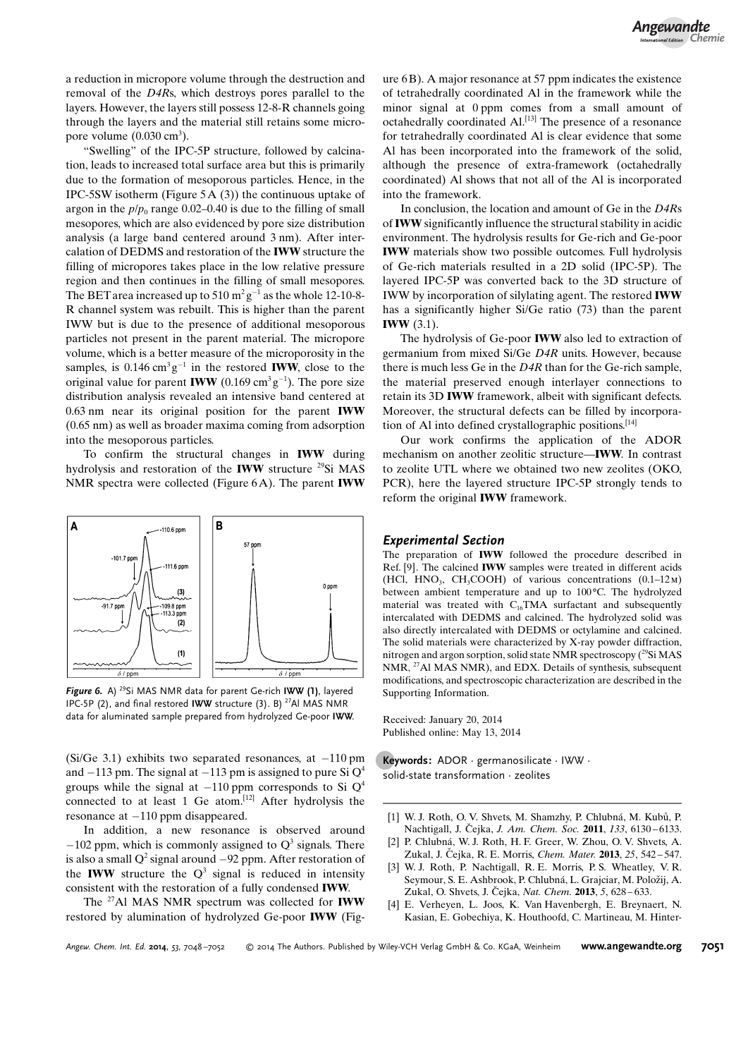a reduction in micropore volume through the destruction and removal of the *D4R*s, which destroys pores parallel to the layers. However, the layers still possess 12-8-R channels going through the layers and the material still retains some micropore volume (0.030 $cm^3$).

"Swelling" of the IPC-5P structure, followed by calcination, leads to increased total surface area but this is primarily due to the formation of mesoporous particles. Hence, in the IPC-5SW isotherm (Figure 5A (3)) the continuous uptake of argon in the $p/p_0$ range 0.02–0.40 is due to the filling of small mesopores, which are also evidenced by pore size distribution analysis (a large band centered around 3 nm). After intercalation of DEDMS and restoration of the **IWW** structure the filling of micropores takes place in the low relative pressure region and then continues in the filling of small mesopores. The BET area increased up to 510 $m^2 g^{-1}$ as the whole 12-10-8-R channel system was rebuilt. This is higher than the parent IWW but is due to the presence of additional mesoporous particles not present in the parent material. The micropore volume, which is a better measure of the microporosity in the samples, is 0.146 $cm^3 g^{-1}$ in the restored **IWW**, close to the original value for parent **IWW** (0.169 $cm^3 g^{-1}$). The pore size distribution analysis revealed an intensive band centered at 0.63 nm near its original position for the parent **IWW** (0.65 nm) as well as broader maxima coming from adsorption into the mesoporous particles.

To confirm the structural changes in **IWW** during hydrolysis and restoration of the **IWW** structure $^{29}$Si MAS NMR spectra were collected (Figure 6A). The parent **IWW**

*Figure 6.* A) $^{29}$Si MAS NMR data for parent Ge-rich **IWW (1)**, layered IPC-5P (2), and final restored **IWW** structure (3). B) $^{27}$Al MAS NMR data for aluminated sample prepared from hydrolyzed Ge-poor **IWW**.

(Si/Ge 3.1) exhibits two separated resonances, at −110 pm and −113 pm. The signal at −113 pm is assigned to pure Si $Q^4$ groups while the signal at −110 ppm corresponds to Si $Q^4$ connected to at least 1 Ge atom.[12] After hydrolysis the resonance at −110 ppm disappeared.

In addition, a new resonance is observed around −102 ppm, which is commonly assigned to $Q^3$ signals. There is also a small $Q^2$ signal around −92 ppm. After restoration of the **IWW** structure the $Q^3$ signal is reduced in intensity consistent with the restoration of a fully condensed **IWW**.

The $^{27}$Al MAS NMR spectrum was collected for **IWW** restored by alumination of hydrolyzed Ge-poor **IWW** (Figure 6B). A major resonance at 57 ppm indicates the existence of tetrahedrally coordinated Al in the framework while the minor signal at 0 ppm comes from a small amount of octahedrally coordinated Al.[13] The presence of a resonance for tetrahedrally coordinated Al is clear evidence that some Al has been incorporated into the framework of the solid, although the presence of extra-framework (octahedrally coordinated) Al shows that not all of the Al is incorporated into the framework.

In conclusion, the location and amount of Ge in the *D4R*s of **IWW** significantly influence the structural stability in acidic environment. The hydrolysis results for Ge-rich and Ge-poor **IWW** materials show two possible outcomes. Full hydrolysis of Ge-rich materials resulted in a 2D solid (IPC-5P). The layered IPC-5P was converted back to the 3D structure of IWW by incorporation of silylating agent. The restored **IWW** has a significantly higher Si/Ge ratio (73) than the parent **IWW** (3.1).

The hydrolysis of Ge-poor **IWW** also led to extraction of germanium from mixed Si/Ge *D4R* units. However, because there is much less Ge in the *D4R* than for the Ge-rich sample, the material preserved enough interlayer connections to retain its 3D **IWW** framework, albeit with significant defects. Moreover, the structural defects can be filled by incorporation of Al into defined crystallographic positions.[14]

Our work confirms the application of the ADOR mechanism on another zeolitic structure—**IWW**. In contrast to zeolite UTL where we obtained two new zeolites (OKO, PCR), here the layered structure IPC-5P strongly tends to reform the original **IWW** framework.

## *Experimental Section*

The preparation of **IWW** followed the procedure described in Ref. [9]. The calcined **IWW** samples were treated in different acids (HCl, $HNO_3$, $CH_3COOH$) of various concentrations (0.1–12 M) between ambient temperature and up to 100 °C. The hydrolyzed material was treated with $C_{16}$TMA surfactant and subsequently intercalated with DEDMS and calcined. The hydrolyzed solid was also directly intercalated with DEDMS or octylamine and calcined. The solid materials were characterized by X-ray powder diffraction, nitrogen and argon sorption, solid state NMR spectroscopy ($^{29}$Si MAS NMR, $^{27}$Al MAS NMR), and EDX. Details of synthesis, subsequent modifications, and spectroscopic characterization are described in the Supporting Information.

Received: January 20, 2014
Published online: May 13, 2014

**Keywords:** ADOR · germanosilicate · IWW · solid-state transformation · zeolites

[1] W. J. Roth, O. V. Shvets, M. Shamzhy, P. Chlubná, M. Kubů, P. Nachtigall, J. Čejka, *J. Am. Chem. Soc.* **2011**, *133*, 6130–6133.
[2] P. Chlubná, W. J. Roth, H. F. Greer, W. Zhou, O. V. Shvets, A. Zukal, J. Čejka, R. E. Morris, *Chem. Mater.* **2013**, *25*, 542–547.
[3] W. J. Roth, P. Nachtigall, R. E. Morris, P. S. Wheatley, V. R. Seymour, S. E. Ashbrook, P. Chlubná, L. Grajciar, M. Položij, A. Zukal, O. Shvets, J. Čejka, *Nat. Chem.* **2013**, *5*, 628–633.
[4] E. Verheyen, L. Joos, K. Van Havenbergh, E. Breynaert, N. Kasian, E. Gobechiya, K. Houthoofd, C. Martineau, M. Hinter-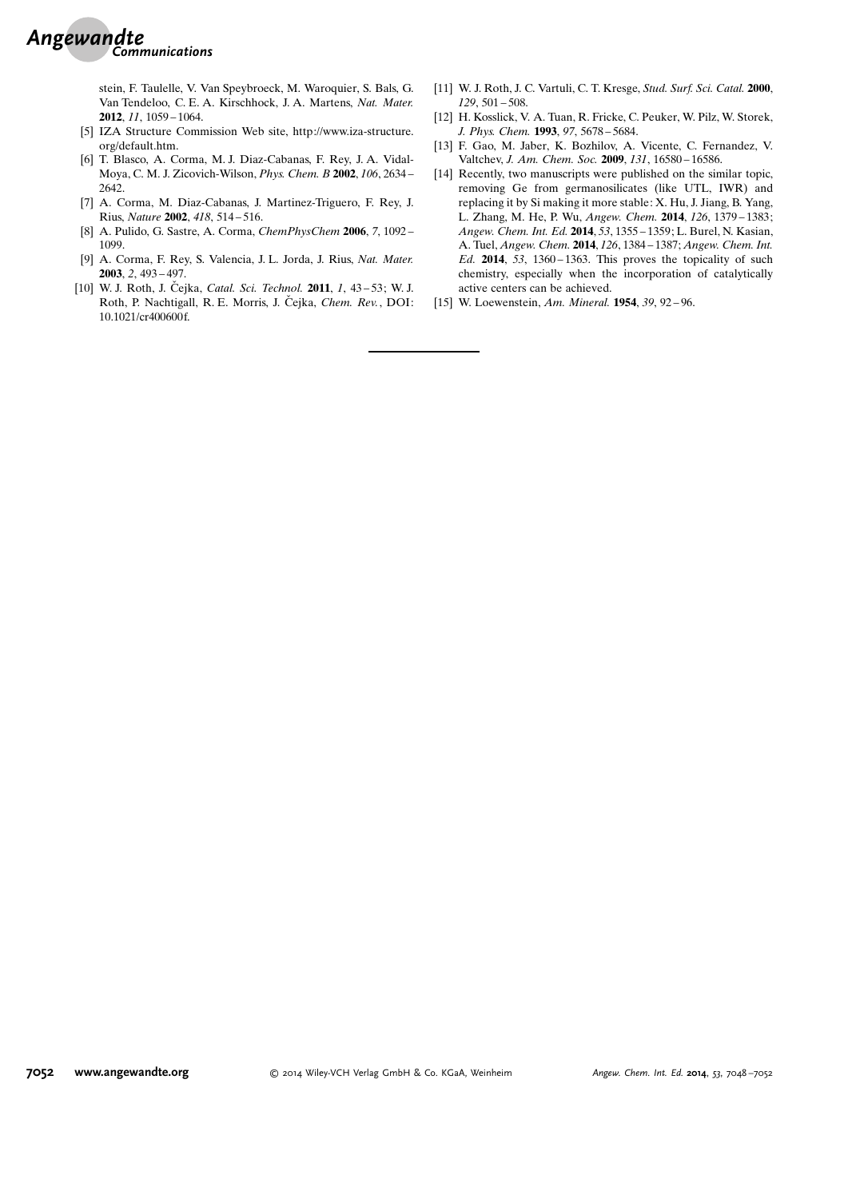stein, F. Taulelle, V. Van Speybroeck, M. Waroquier, S. Bals, G. Van Tendeloo, C. E. A. Kirschhock, J. A. Martens, *Nat. Mater.* **2012**, *11*, 1059 – 1064.

[5] IZA Structure Commission Web site, http://www.iza-structure.org/default.htm.

[6] T. Blasco, A. Corma, M. J. Diaz-Cabanas, F. Rey, J. A. Vidal-Moya, C. M. J. Zicovich-Wilson, *Phys. Chem. B* **2002**, *106*, 2634 – 2642.

[7] A. Corma, M. Diaz-Cabanas, J. Martinez-Triguero, F. Rey, J. Rius, *Nature* **2002**, *418*, 514 – 516.

[8] A. Pulido, G. Sastre, A. Corma, *ChemPhysChem* **2006**, *7*, 1092 – 1099.

[9] A. Corma, F. Rey, S. Valencia, J. L. Jorda, J. Rius, *Nat. Mater.* **2003**, *2*, 493 – 497.

[10] W. J. Roth, J. Čejka, *Catal. Sci. Technol.* **2011**, *1*, 43 – 53; W. J. Roth, P. Nachtigall, R. E. Morris, J. Čejka, *Chem. Rev.*, DOI: 10.1021/cr400600f.

[11] W. J. Roth, J. C. Vartuli, C. T. Kresge, *Stud. Surf. Sci. Catal.* **2000**, *129*, 501 – 508.

[12] H. Kosslick, V. A. Tuan, R. Fricke, C. Peuker, W. Pilz, W. Storek, *J. Phys. Chem.* **1993**, *97*, 5678 – 5684.

[13] F. Gao, M. Jaber, K. Bozhilov, A. Vicente, C. Fernandez, V. Valtchev, *J. Am. Chem. Soc.* **2009**, *131*, 16580 – 16586.

[14] Recently, two manuscripts were published on the similar topic, removing Ge from germanosilicates (like UTL, IWR) and replacing it by Si making it more stable: X. Hu, J. Jiang, B. Yang, L. Zhang, M. He, P. Wu, *Angew. Chem.* **2014**, *126*, 1379 – 1383; *Angew. Chem. Int. Ed.* **2014**, *53*, 1355 – 1359; L. Burel, N. Kasian, A. Tuel, *Angew. Chem.* **2014**, *126*, 1384 – 1387; *Angew. Chem. Int. Ed.* **2014**, *53*, 1360 – 1363. This proves the topicality of such chemistry, especially when the incorporation of catalytically active centers can be achieved.

[15] W. Loewenstein, *Am. Mineral.* **1954**, *39*, 92 – 96.